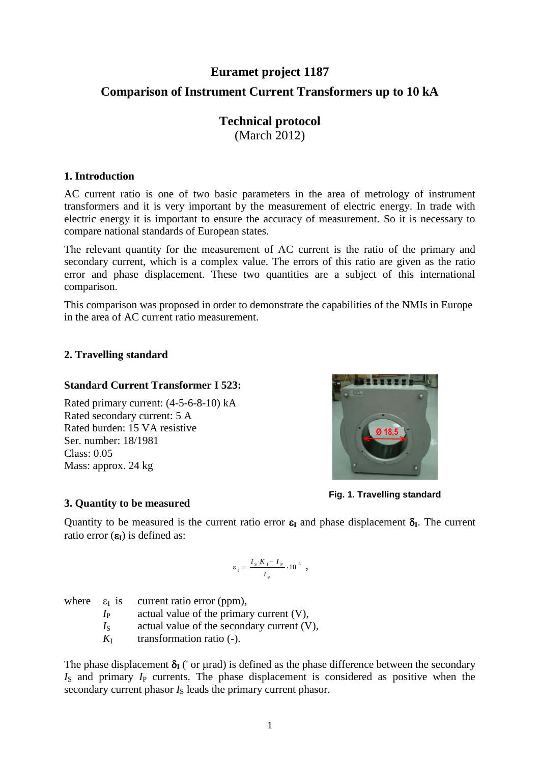# Euramet project 1187

## Comparison of Instrument Current Transformers up to 10 kA

## Technical protocol

(March 2012)

### 1. Introduction

AC current ratio is one of two basic parameters in the area of metrology of instrument transformers and it is very important by the measurement of electric energy. In trade with electric energy it is important to ensure the accuracy of measurement. So it is necessary to compare national standards of European states.

The relevant quantity for the measurement of AC current is the ratio of the primary and secondary current, which is a complex value. The errors of this ratio are given as the ratio error and phase displacement. These two quantities are a subject of this international comparison.

This comparison was proposed in order to demonstrate the capabilities of the NMIs in Europe in the area of AC current ratio measurement.

### 2. Travelling standard

**Standard Current Transformer I 523:**

Rated primary current: (4-5-6-8-10) kA
Rated secondary current: 5 A
Rated burden: 15 VA resistive
Ser. number: 18/1981
Class: 0.05
Mass: approx. 24 kg

**Fig. 1. Travelling standard**

### 3. Quantity to be measured

Quantity to be measured is the current ratio error $\boldsymbol{\varepsilon_I}$ and phase displacement $\boldsymbol{\delta_I}$. The current ratio error ($\boldsymbol{\varepsilon_I}$) is defined as:

$$\varepsilon_I = \frac{I_S \cdot K_I - I_P}{I_P} \cdot 10^6 \ ,$$

where $\varepsilon_I$ is current ratio error (ppm),
$I_P$ actual value of the primary current (V),
$I_S$ actual value of the secondary current (V),
$K_I$ transformation ratio (-).

The phase displacement $\boldsymbol{\delta_I}$ (' or µrad) is defined as the phase difference between the secondary $I_S$ and primary $I_P$ currents. The phase displacement is considered as positive when the secondary current phasor $I_S$ leads the primary current phasor.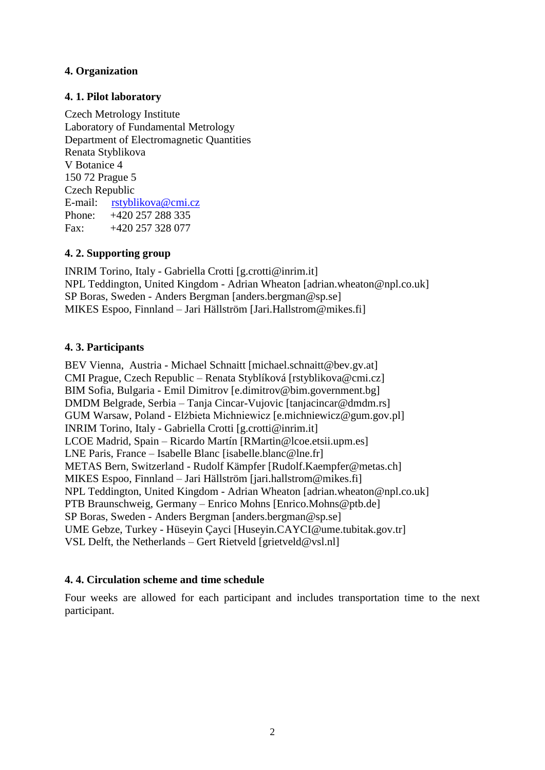## 4. Organization

### 4. 1. Pilot laboratory

Czech Metrology Institute
Laboratory of Fundamental Metrology
Department of Electromagnetic Quantities
Renata Styblikova
V Botanice 4
150 72 Prague 5
Czech Republic
E-mail: rstyblikova@cmi.cz
Phone: +420 257 288 335
Fax: +420 257 328 077

### 4. 2. Supporting group

INRIM Torino, Italy - Gabriella Crotti [g.crotti@inrim.it]
NPL Teddington, United Kingdom - Adrian Wheaton [adrian.wheaton@npl.co.uk]
SP Boras, Sweden - Anders Bergman [anders.bergman@sp.se]
MIKES Espoo, Finnland – Jari Hällström [Jari.Hallstrom@mikes.fi]

### 4. 3. Participants

BEV Vienna, Austria - Michael Schnaitt [michael.schnaitt@bev.gv.at]
CMI Prague, Czech Republic – Renata Styblíková [rstyblikova@cmi.cz]
BIM Sofia, Bulgaria - Emil Dimitrov [e.dimitrov@bim.government.bg]
DMDM Belgrade, Serbia – Tanja Cincar-Vujovic [tanjacincar@dmdm.rs]
GUM Warsaw, Poland - Elżbieta Michniewicz [e.michniewicz@gum.gov.pl]
INRIM Torino, Italy - Gabriella Crotti [g.crotti@inrim.it]
LCOE Madrid, Spain – Ricardo Martín [RMartin@lcoe.etsii.upm.es]
LNE Paris, France – Isabelle Blanc [isabelle.blanc@lne.fr]
METAS Bern, Switzerland - Rudolf Kämpfer [Rudolf.Kaempfer@metas.ch]
MIKES Espoo, Finnland – Jari Hällström [jari.hallstrom@mikes.fi]
NPL Teddington, United Kingdom - Adrian Wheaton [adrian.wheaton@npl.co.uk]
PTB Braunschweig, Germany – Enrico Mohns [Enrico.Mohns@ptb.de]
SP Boras, Sweden - Anders Bergman [anders.bergman@sp.se]
UME Gebze, Turkey - Hüseyin Çayci [Huseyin.CAYCI@ume.tubitak.gov.tr]
VSL Delft, the Netherlands – Gert Rietveld [grietveld@vsl.nl]

### 4. 4. Circulation scheme and time schedule

Four weeks are allowed for each participant and includes transportation time to the next participant.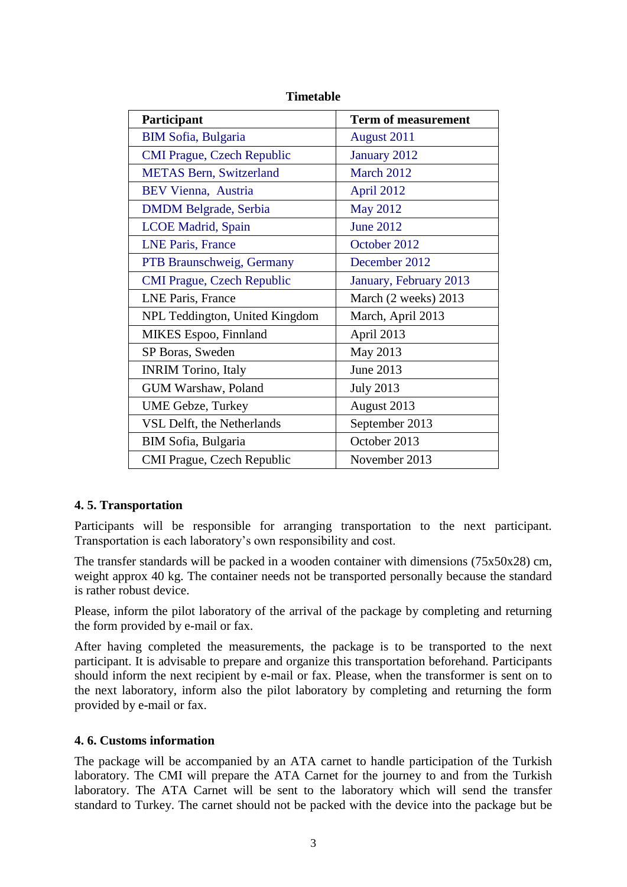**Timetable**

| Participant | Term of measurement |
|---|---|
| BIM Sofia, Bulgaria | August 2011 |
| CMI Prague, Czech Republic | January 2012 |
| METAS Bern, Switzerland | March 2012 |
| BEV Vienna, Austria | April 2012 |
| DMDM Belgrade, Serbia | May 2012 |
| LCOE Madrid, Spain | June 2012 |
| LNE Paris, France | October 2012 |
| PTB Braunschweig, Germany | December 2012 |
| CMI Prague, Czech Republic | January, February 2013 |
| LNE Paris, France | March (2 weeks) 2013 |
| NPL Teddington, United Kingdom | March, April 2013 |
| MIKES Espoo, Finnland | April 2013 |
| SP Boras, Sweden | May 2013 |
| INRIM Torino, Italy | June 2013 |
| GUM Warshaw, Poland | July 2013 |
| UME Gebze, Turkey | August 2013 |
| VSL Delft, the Netherlands | September 2013 |
| BIM Sofia, Bulgaria | October 2013 |
| CMI Prague, Czech Republic | November 2013 |

### 4. 5. Transportation

Participants will be responsible for arranging transportation to the next participant. Transportation is each laboratory's own responsibility and cost.

The transfer standards will be packed in a wooden container with dimensions (75x50x28) cm, weight approx 40 kg. The container needs not be transported personally because the standard is rather robust device.

Please, inform the pilot laboratory of the arrival of the package by completing and returning the form provided by e-mail or fax.

After having completed the measurements, the package is to be transported to the next participant. It is advisable to prepare and organize this transportation beforehand. Participants should inform the next recipient by e-mail or fax. Please, when the transformer is sent on to the next laboratory, inform also the pilot laboratory by completing and returning the form provided by e-mail or fax.

### 4. 6. Customs information

The package will be accompanied by an ATA carnet to handle participation of the Turkish laboratory. The CMI will prepare the ATA Carnet for the journey to and from the Turkish laboratory. The ATA Carnet will be sent to the laboratory which will send the transfer standard to Turkey. The carnet should not be packed with the device into the package but be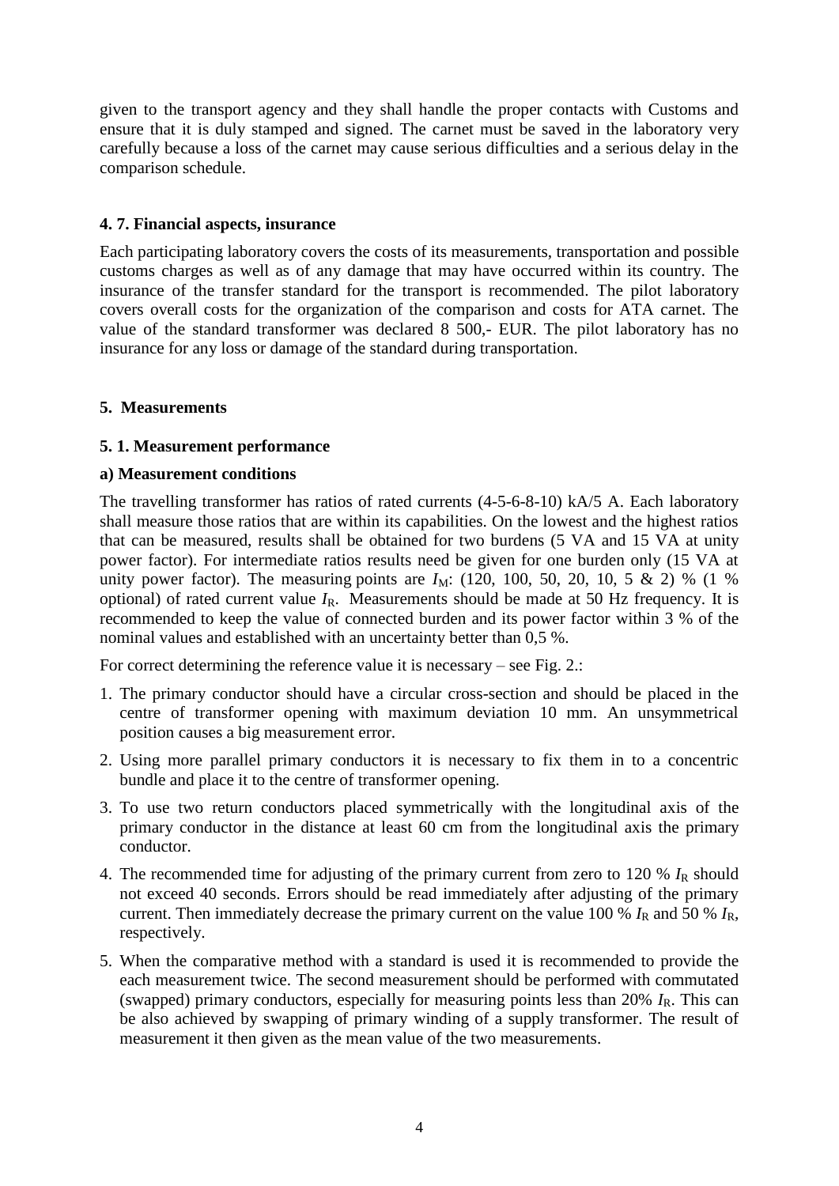given to the transport agency and they shall handle the proper contacts with Customs and ensure that it is duly stamped and signed. The carnet must be saved in the laboratory very carefully because a loss of the carnet may cause serious difficulties and a serious delay in the comparison schedule.

### 4. 7. Financial aspects, insurance

Each participating laboratory covers the costs of its measurements, transportation and possible customs charges as well as of any damage that may have occurred within its country. The insurance of the transfer standard for the transport is recommended. The pilot laboratory covers overall costs for the organization of the comparison and costs for ATA carnet. The value of the standard transformer was declared 8 500,- EUR. The pilot laboratory has no insurance for any loss or damage of the standard during transportation.

## 5. Measurements

### 5. 1. Measurement performance

#### a) Measurement conditions

The travelling transformer has ratios of rated currents (4-5-6-8-10) kA/5 A. Each laboratory shall measure those ratios that are within its capabilities. On the lowest and the highest ratios that can be measured, results shall be obtained for two burdens (5 VA and 15 VA at unity power factor). For intermediate ratios results need be given for one burden only (15 VA at unity power factor). The measuring points are $I_M$: (120, 100, 50, 20, 10, 5 & 2) % (1 % optional) of rated current value $I_R$. Measurements should be made at 50 Hz frequency. It is recommended to keep the value of connected burden and its power factor within 3 % of the nominal values and established with an uncertainty better than 0,5 %.

For correct determining the reference value it is necessary – see Fig. 2.:

1. The primary conductor should have a circular cross-section and should be placed in the centre of transformer opening with maximum deviation 10 mm. An unsymmetrical position causes a big measurement error.
2. Using more parallel primary conductors it is necessary to fix them in to a concentric bundle and place it to the centre of transformer opening.
3. To use two return conductors placed symmetrically with the longitudinal axis of the primary conductor in the distance at least 60 cm from the longitudinal axis the primary conductor.
4. The recommended time for adjusting of the primary current from zero to 120 % $I_R$ should not exceed 40 seconds. Errors should be read immediately after adjusting of the primary current. Then immediately decrease the primary current on the value 100 % $I_R$ and 50 % $I_R$, respectively.
5. When the comparative method with a standard is used it is recommended to provide the each measurement twice. The second measurement should be performed with commutated (swapped) primary conductors, especially for measuring points less than 20% $I_R$. This can be also achieved by swapping of primary winding of a supply transformer. The result of measurement it then given as the mean value of the two measurements.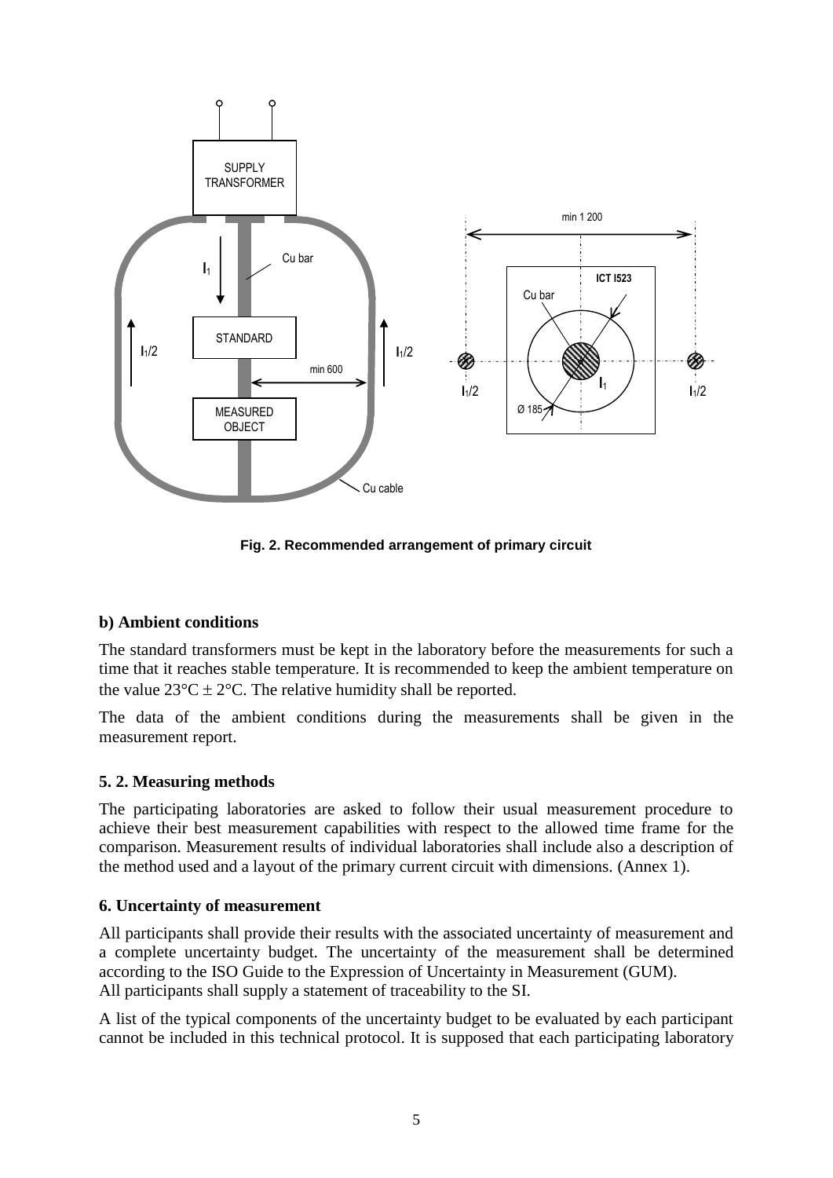**Fig. 2. Recommended arrangement of primary circuit**

**b) Ambient conditions**

The standard transformers must be kept in the laboratory before the measurements for such a time that it reaches stable temperature. It is recommended to keep the ambient temperature on the value 23°C ± 2°C. The relative humidity shall be reported.

The data of the ambient conditions during the measurements shall be given in the measurement report.

**5. 2. Measuring methods**

The participating laboratories are asked to follow their usual measurement procedure to achieve their best measurement capabilities with respect to the allowed time frame for the comparison. Measurement results of individual laboratories shall include also a description of the method used and a layout of the primary current circuit with dimensions. (Annex 1).

**6. Uncertainty of measurement**

All participants shall provide their results with the associated uncertainty of measurement and a complete uncertainty budget. The uncertainty of the measurement shall be determined according to the ISO Guide to the Expression of Uncertainty in Measurement (GUM).
All participants shall supply a statement of traceability to the SI.

A list of the typical components of the uncertainty budget to be evaluated by each participant cannot be included in this technical protocol. It is supposed that each participating laboratory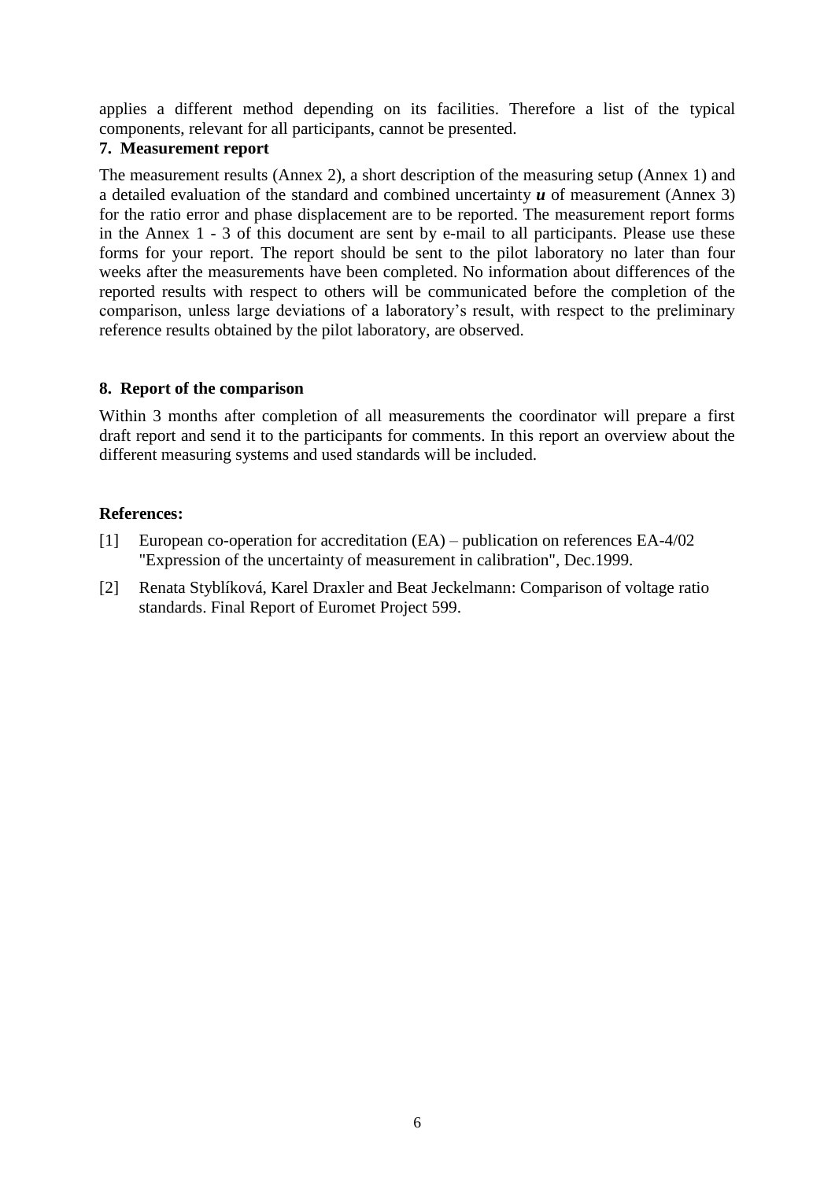applies a different method depending on its facilities. Therefore a list of the typical components, relevant for all participants, cannot be presented.

## 7. Measurement report

The measurement results (Annex 2), a short description of the measuring setup (Annex 1) and a detailed evaluation of the standard and combined uncertainty $\boldsymbol{u}$ of measurement (Annex 3) for the ratio error and phase displacement are to be reported. The measurement report forms in the Annex 1 - 3 of this document are sent by e-mail to all participants. Please use these forms for your report. The report should be sent to the pilot laboratory no later than four weeks after the measurements have been completed. No information about differences of the reported results with respect to others will be communicated before the completion of the comparison, unless large deviations of a laboratory's result, with respect to the preliminary reference results obtained by the pilot laboratory, are observed.

## 8. Report of the comparison

Within 3 months after completion of all measurements the coordinator will prepare a first draft report and send it to the participants for comments. In this report an overview about the different measuring systems and used standards will be included.

**References:**

[1] European co-operation for accreditation (EA) – publication on references EA-4/02 "Expression of the uncertainty of measurement in calibration", Dec.1999.

[2] Renata Styblíková, Karel Draxler and Beat Jeckelmann: Comparison of voltage ratio standards. Final Report of Euromet Project 599.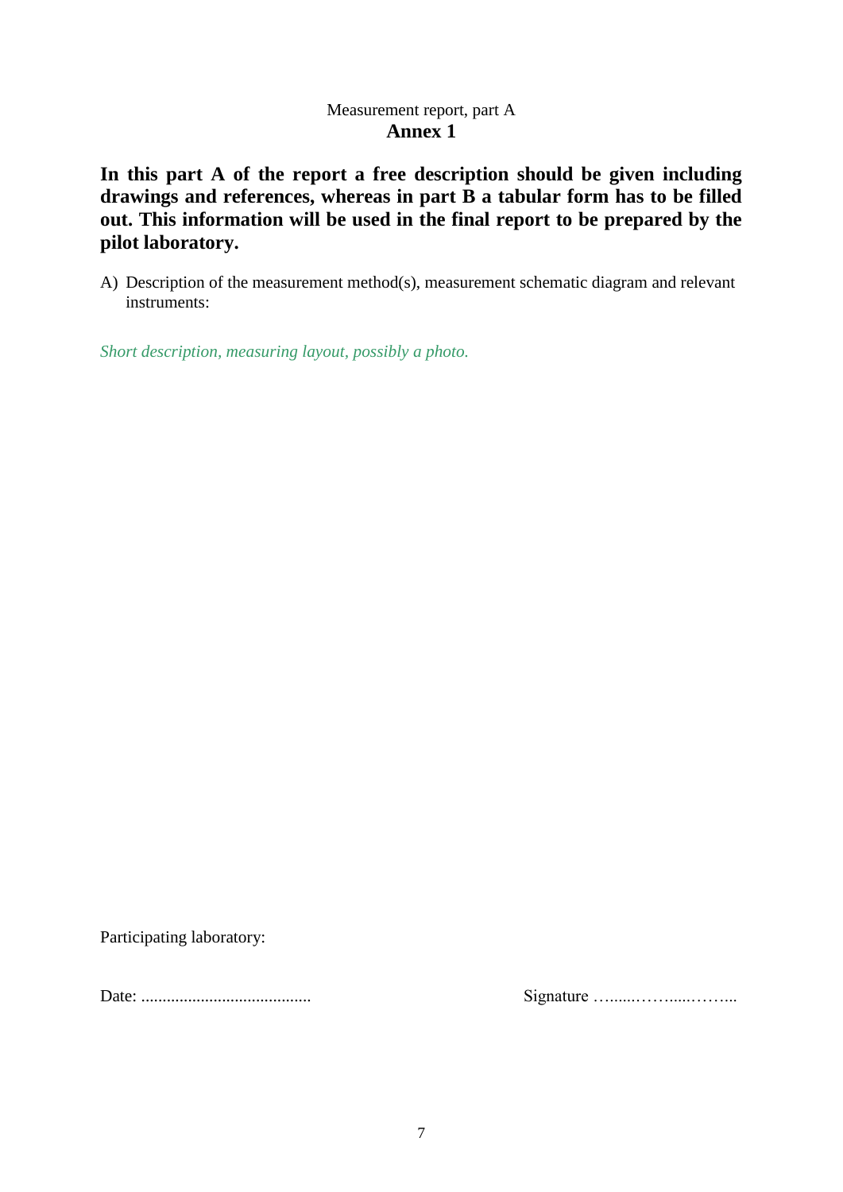Measurement report, part A

## Annex 1

**In this part A of the report a free description should be given including drawings and references, whereas in part B a tabular form has to be filled out. This information will be used in the final report to be prepared by the pilot laboratory.**

A) Description of the measurement method(s), measurement schematic diagram and relevant instruments:

*Short description, measuring layout, possibly a photo.*

Participating laboratory:

Date: ........................................ Signature …......……....……...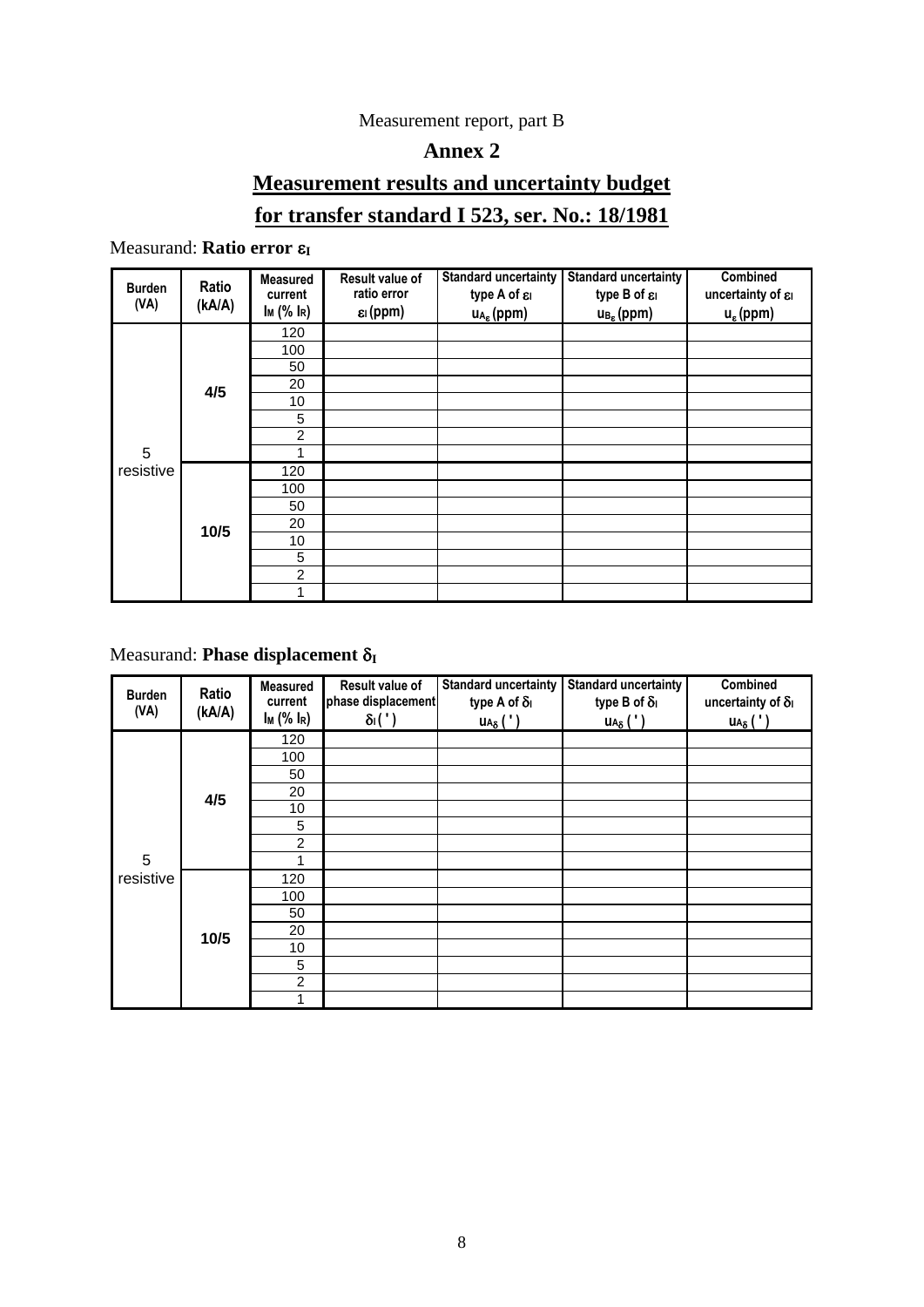Measurement report, part B

## Annex 2

## Measurement results and uncertainty budget

## for transfer standard I 523, ser. No.: 18/1981

Measurand: **Ratio error $\varepsilon_I$**

| Burden (VA) | Ratio (kA/A) | Measured current $I_M$ (% $I_R$) | Result value of ratio error $\varepsilon_I$ (ppm) | Standard uncertainty type A of $\varepsilon_I$ $u_{A_\varepsilon}$ (ppm) | Standard uncertainty type B of $\varepsilon_I$ $u_{B_\varepsilon}$ (ppm) | Combined uncertainty of $\varepsilon_I$ $u_\varepsilon$ (ppm) |
|---|---|---|---|---|---|---|
| 5 resistive | 4/5 | 120 | | | | |
| | | 100 | | | | |
| | | 50 | | | | |
| | | 20 | | | | |
| | | 10 | | | | |
| | | 5 | | | | |
| | | 2 | | | | |
| | | 1 | | | | |
| | 10/5 | 120 | | | | |
| | | 100 | | | | |
| | | 50 | | | | |
| | | 20 | | | | |
| | | 10 | | | | |
| | | 5 | | | | |
| | | 2 | | | | |
| | | 1 | | | | |

Measurand: **Phase displacement $\delta_I$**

| Burden (VA) | Ratio (kA/A) | Measured current $I_M$ (% $I_R$) | Result value of phase displacement $\delta_I$ ( ' ) | Standard uncertainty type A of $\delta_I$ $u_{A_\delta}$ ( ' ) | Standard uncertainty type B of $\delta_I$ $u_{A_\delta}$ ( ' ) | Combined uncertainty of $\delta_I$ $u_{A_\delta}$ ( ' ) |
|---|---|---|---|---|---|---|
| 5 resistive | 4/5 | 120 | | | | |
| | | 100 | | | | |
| | | 50 | | | | |
| | | 20 | | | | |
| | | 10 | | | | |
| | | 5 | | | | |
| | | 2 | | | | |
| | | 1 | | | | |
| | 10/5 | 120 | | | | |
| | | 100 | | | | |
| | | 50 | | | | |
| | | 20 | | | | |
| | | 10 | | | | |
| | | 5 | | | | |
| | | 2 | | | | |
| | | 1 | | | | |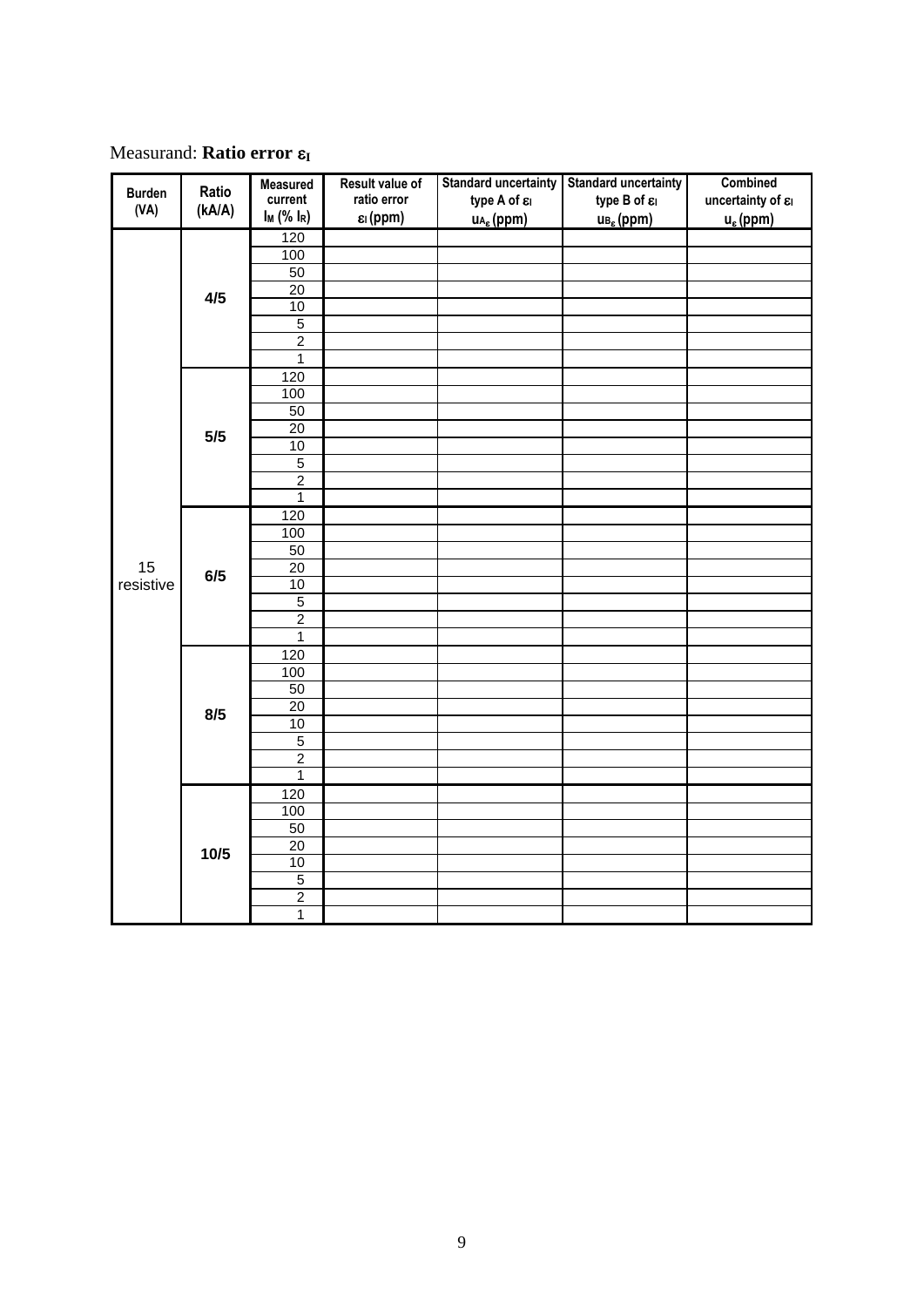Measurand: **Ratio error $\varepsilon_I$**

| Burden (VA) | Ratio (kA/A) | Measured current $I_M$ (% $I_R$) | Result value of ratio error $\varepsilon_I$ (ppm) | Standard uncertainty type A of $\varepsilon_I$ $u_{A_\varepsilon}$ (ppm) | Standard uncertainty type B of $\varepsilon_I$ $u_{B_\varepsilon}$ (ppm) | Combined uncertainty of $\varepsilon_I$ $u_\varepsilon$ (ppm) |
|---|---|---|---|---|---|---|
| 15 resistive | **4/5** | 120 | | | | |
| | | 100 | | | | |
| | | 50 | | | | |
| | | 20 | | | | |
| | | 10 | | | | |
| | | 5 | | | | |
| | | 2 | | | | |
| | | 1 | | | | |
| | **5/5** | 120 | | | | |
| | | 100 | | | | |
| | | 50 | | | | |
| | | 20 | | | | |
| | | 10 | | | | |
| | | 5 | | | | |
| | | 2 | | | | |
| | | 1 | | | | |
| | **6/5** | 120 | | | | |
| | | 100 | | | | |
| | | 50 | | | | |
| | | 20 | | | | |
| | | 10 | | | | |
| | | 5 | | | | |
| | | 2 | | | | |
| | | 1 | | | | |
| | **8/5** | 120 | | | | |
| | | 100 | | | | |
| | | 50 | | | | |
| | | 20 | | | | |
| | | 10 | | | | |
| | | 5 | | | | |
| | | 2 | | | | |
| | | 1 | | | | |
| | **10/5** | 120 | | | | |
| | | 100 | | | | |
| | | 50 | | | | |
| | | 20 | | | | |
| | | 10 | | | | |
| | | 5 | | | | |
| | | 2 | | | | |
| | | 1 | | | | |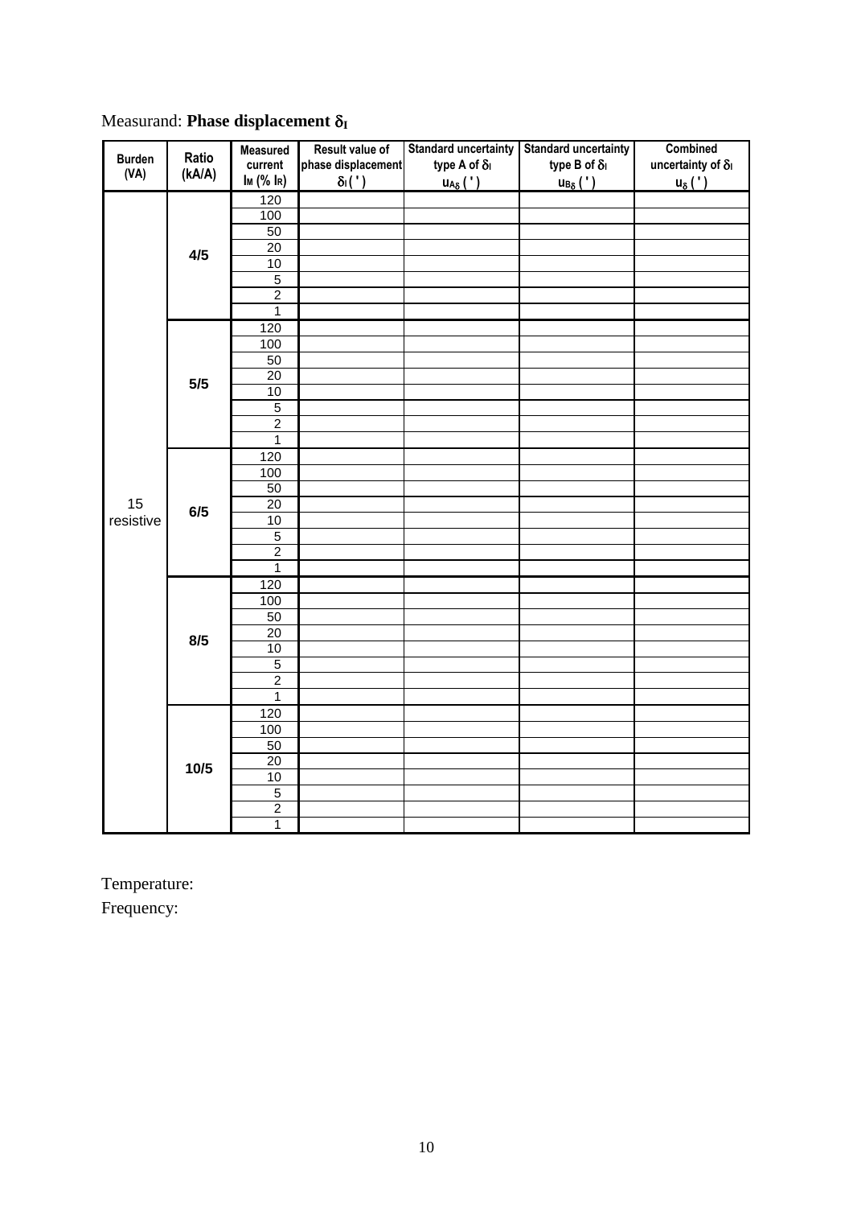Measurand: **Phase displacement $\delta_I$**

| Burden (VA) | Ratio (kA/A) | Measured current $I_M$ (% $I_R$) | Result value of phase displacement $\delta_I$ ( ' ) | Standard uncertainty type A of $\delta_I$ $u_{A\delta}$ ( ' ) | Standard uncertainty type B of $\delta_I$ $u_{B\delta}$ ( ' ) | Combined uncertainty of $\delta_I$ $u_\delta$ ( ' ) |
|---|---|---|---|---|---|---|
| 15 resistive | **4/5** | 120 | | | | |
| | | 100 | | | | |
| | | 50 | | | | |
| | | 20 | | | | |
| | | 10 | | | | |
| | | 5 | | | | |
| | | 2 | | | | |
| | | 1 | | | | |
| | **5/5** | 120 | | | | |
| | | 100 | | | | |
| | | 50 | | | | |
| | | 20 | | | | |
| | | 10 | | | | |
| | | 5 | | | | |
| | | 2 | | | | |
| | | 1 | | | | |
| | **6/5** | 120 | | | | |
| | | 100 | | | | |
| | | 50 | | | | |
| | | 20 | | | | |
| | | 10 | | | | |
| | | 5 | | | | |
| | | 2 | | | | |
| | | 1 | | | | |
| | **8/5** | 120 | | | | |
| | | 100 | | | | |
| | | 50 | | | | |
| | | 20 | | | | |
| | | 10 | | | | |
| | | 5 | | | | |
| | | 2 | | | | |
| | | 1 | | | | |
| | **10/5** | 120 | | | | |
| | | 100 | | | | |
| | | 50 | | | | |
| | | 20 | | | | |
| | | 10 | | | | |
| | | 5 | | | | |
| | | 2 | | | | |
| | | 1 | | | | |

Temperature:

Frequency: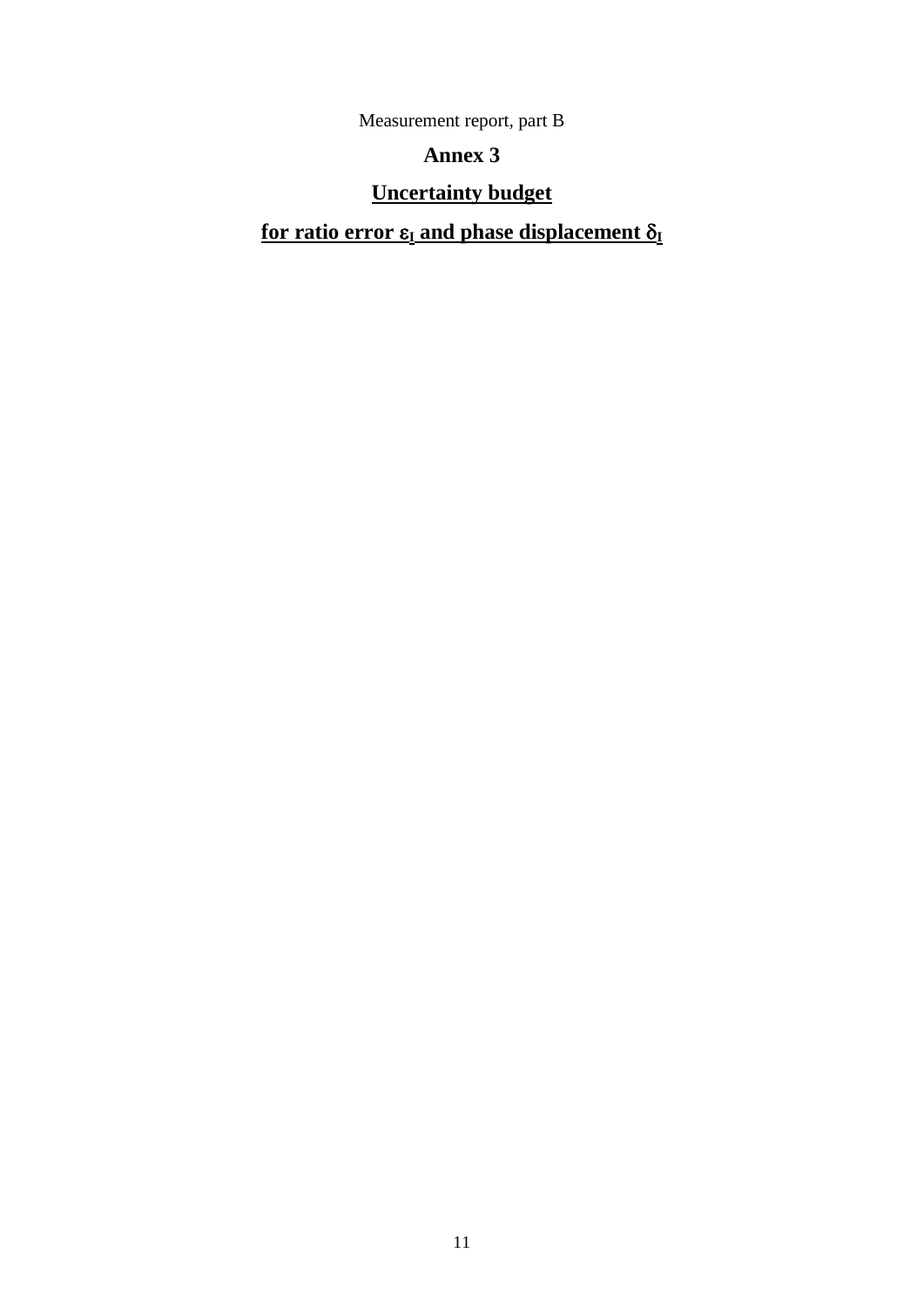Measurement report, part B

# Annex 3

## Uncertainty budget

## for ratio error $\varepsilon_I$ and phase displacement $\delta_I$